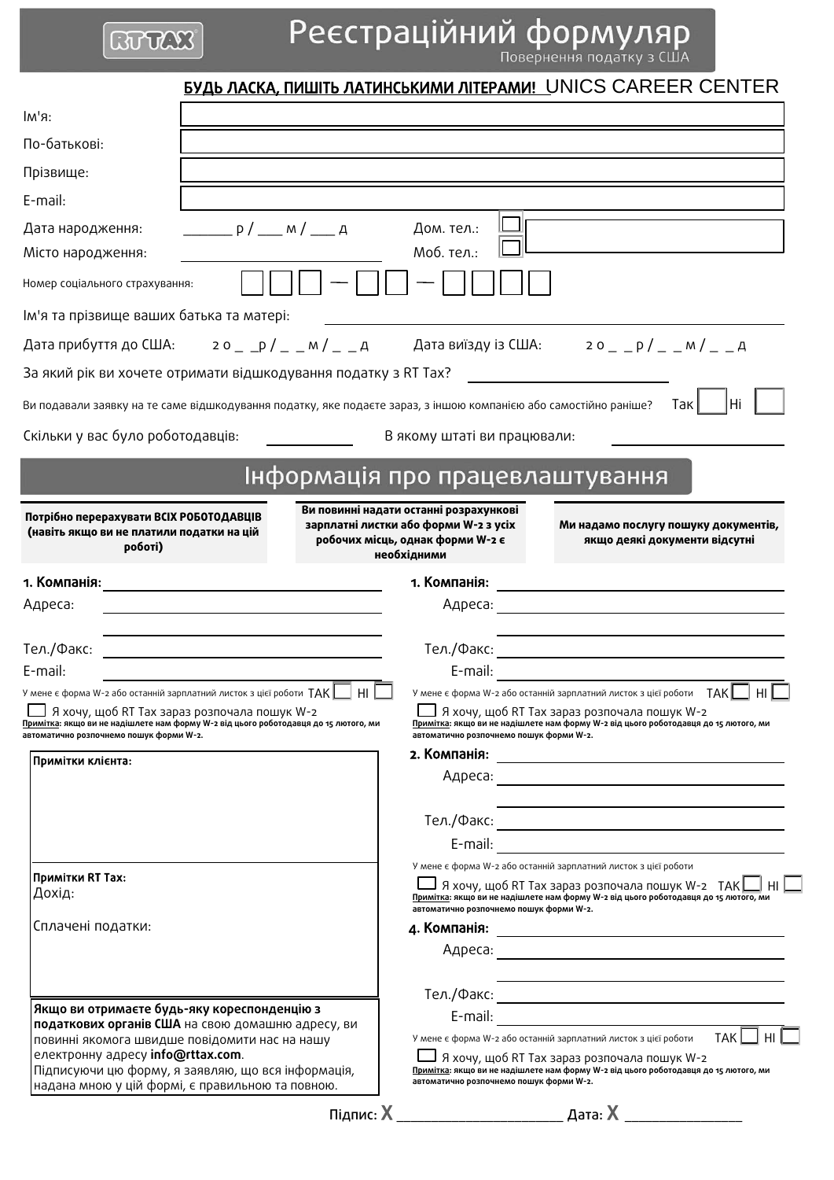RTTAX

# Реєстраційний формуляр

Повернення податку з США

**БУДЬ ЛАСКА, ПИШІТЬ ЛАТИНСЬКИМИ ЛІТЕРАМИ!** UNICS CAREER CENTER

Ім'я:

По-батькові:

Прізвище:

E-mail:

Дата народження: _______ р / ____ м / ____ д

Дом. тел.:

Місто народження:

Моб. тел.:

Номер соціального страхування: ☐☐☐ — ☐☐ — ☐☐☐☐

Ім'я та прізвище ваших батька та матері:

Дата прибуття до США: 20 _ _р / _ _ м / _ _ д

Дата виїзду із США: 20 _ _ р / _ _ м / _ _ д

За який рік ви хочете отримати відшкодування податку з RT Tax?

Ви подавали заявку на те саме відшкодування податку, яке подаєте зараз, з іншою компанією або самостійно раніше? Так ☐ Ні ☐

Скільки у вас було роботодавців:

В якому штаті ви працювали:

## Інформація про працевлаштування

**Потрібно перерахувати ВСІХ РОБОТОДАВЦІВ (навіть якщо ви не платили податки на цій роботі)**

**Ви повинні надати останні розрахункові зарплатні листки або форми W-2 з усіх робочих місць, однак форми W-2 є необхідними**

**Ми надамо послугу пошуку документів, якщо деякі документи відсутні**

**1. Компанія:**

Адреса:

Тел./Факс:

E-mail:

У мене є форма W-2 або останній зарплатний листок з цієї роботи ТАК ☐ НІ ☐

☐ Я хочу, щоб RT Tax зараз розпочала пошук W-2

**Примітка: якщо ви не надішлете нам форму W-2 від цього роботодавця до 15 лютого, ми автоматично розпочнемо пошук форми W-2.**

**Примітки клієнта:**

**Примітки RT Tax:**

Дохід:

Сплачені податки:

**1. Компанія:**

Адреса:

Тел./Факс:

E-mail:

У мене є форма W-2 або останній зарплатний листок з цієї роботи ТАК ☐ НІ ☐

☐ Я хочу, щоб RT Tax зараз розпочала пошук W-2

**Примітка: якщо ви не надішлете нам форму W-2 від цього роботодавця до 15 лютого, ми автоматично розпочнемо пошук форми W-2.**

**2. Компанія:**

Адреса:

Тел./Факс:

E-mail:

У мене є форма W-2 або останній зарплатний листок з цієї роботи

☐ Я хочу, щоб RT Tax зараз розпочала пошук W-2 ТАК ☐ НІ ☐

**Примітка: якщо ви не надішлете нам форму W-2 від цього роботодавця до 15 лютого, ми автоматично розпочнемо пошук форми W-2.**

**4. Компанія:**

Адреса:

Тел./Факс:

E-mail:

У мене є форма W-2 або останній зарплатний листок з цієї роботи ТАК ☐ НІ ☐

☐ Я хочу, щоб RT Tax зараз розпочала пошук W-2

**Примітка: якщо ви не надішлете нам форму W-2 від цього роботодавця до 15 лютого, ми автоматично розпочнемо пошук форми W-2.**

**Якщо ви отримаєте будь-яку кореспонденцію з податкових органів США** на свою домашню адресу, ви повинні якомога швидше повідомити нас на нашу електронну адресу **info@rttax.com**.
Підписуючи цю форму, я заявляю, що вся інформація, надана мною у цій формі, є правильною та повною.

Підпис: X ____________________ Дата: X ______________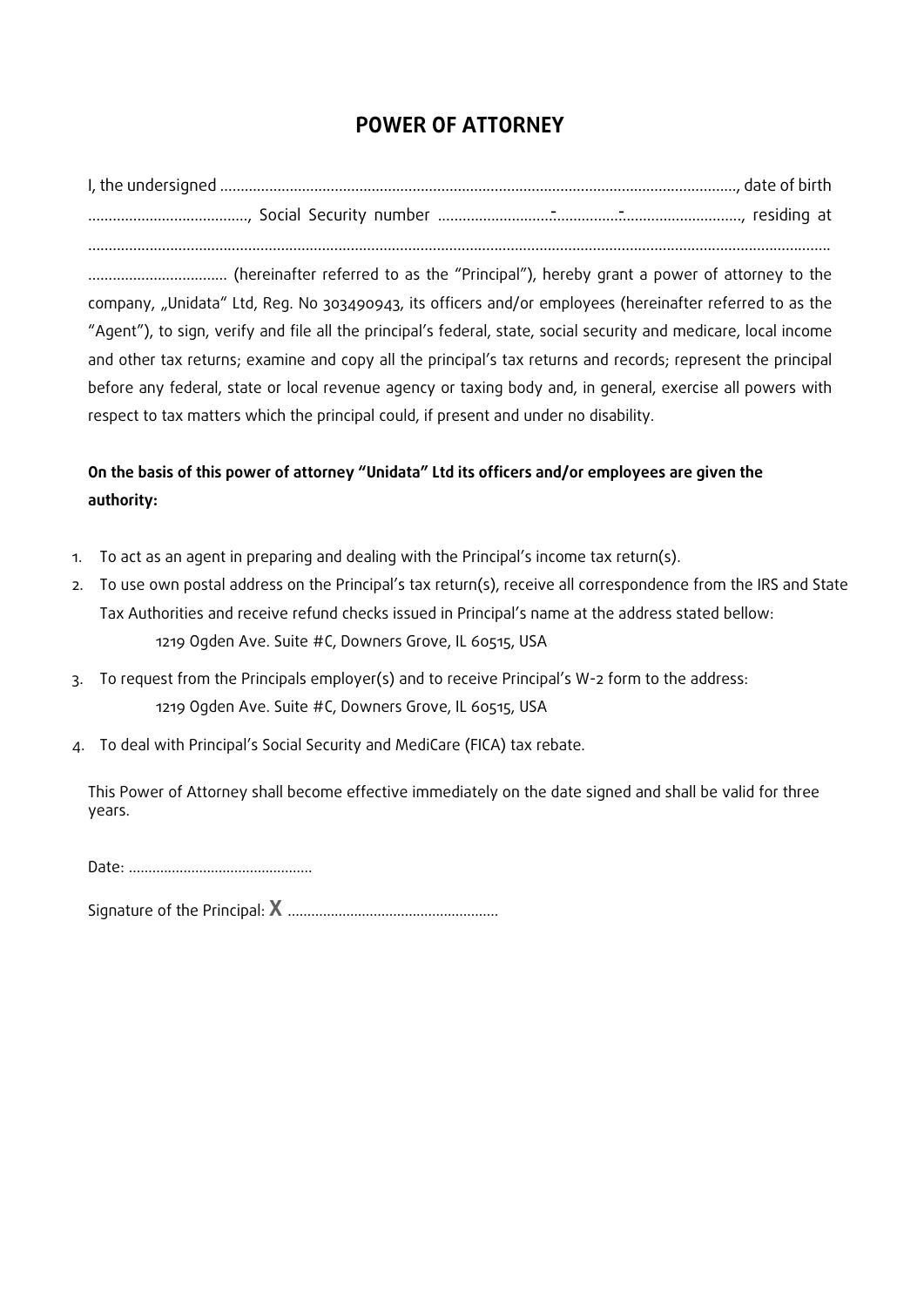# POWER OF ATTORNEY

I, the undersigned ..............................................................................................................................., date of birth ......................................., Social Security number ..............................-...............-............................., residing at .......................................................................................................................................................................... .................................. (hereinafter referred to as the "Principal"), hereby grant a power of attorney to the company, „Unidata" Ltd, Reg. No 303490943, its officers and/or employees (hereinafter referred to as the "Agent"), to sign, verify and file all the principal's federal, state, social security and medicare, local income and other tax returns; examine and copy all the principal's tax returns and records; represent the principal before any federal, state or local revenue agency or taxing body and, in general, exercise all powers with respect to tax matters which the principal could, if present and under no disability.

**On the basis of this power of attorney "Unidata" Ltd its officers and/or employees are given the authority:**

1. To act as an agent in preparing and dealing with the Principal's income tax return(s).
2. To use own postal address on the Principal's tax return(s), receive all correspondence from the IRS and State Tax Authorities and receive refund checks issued in Principal's name at the address stated bellow:

   1219 Ogden Ave. Suite #C, Downers Grove, IL 60515, USA

3. To request from the Principals employer(s) and to receive Principal's W-2 form to the address:

   1219 Ogden Ave. Suite #C, Downers Grove, IL 60515, USA

4. To deal with Principal's Social Security and MediCare (FICA) tax rebate.

This Power of Attorney shall become effective immediately on the date signed and shall be valid for three years.

Date: ...............................................

Signature of the Principal: **X** ......................................................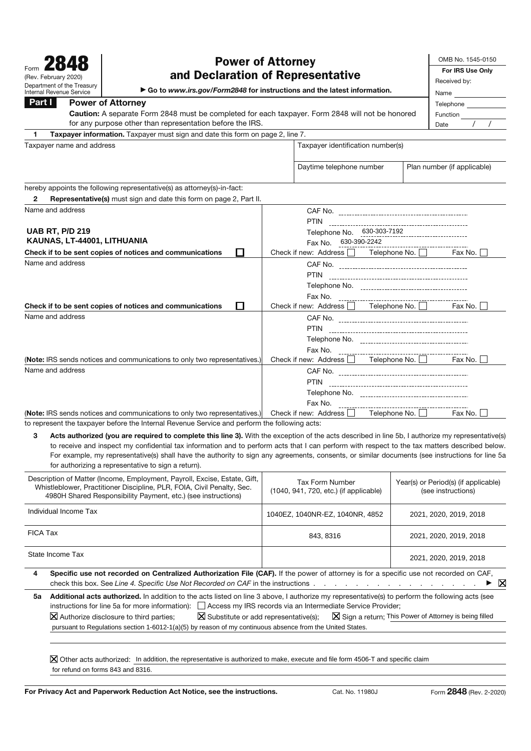Form **2848**
(Rev. February 2020)
Department of the Treasury
Internal Revenue Service

# Power of Attorney and Declaration of Representative

▶ Go to *www.irs.gov/Form2848* for instructions and the latest information.

OMB No. 1545-0150

**For IRS Use Only**
Received by:
Name
Telephone
Function
Date / /

## Part I Power of Attorney

**Caution:** A separate Form 2848 must be completed for each taxpayer. Form 2848 will not be honored for any purpose other than representation before the IRS.

**1 Taxpayer information.** Taxpayer must sign and date this form on page 2, line 7.

| Taxpayer name and address | Taxpayer identification number(s) | |
|---|---|---|
| | Daytime telephone number | Plan number (if applicable) |

hereby appoints the following representative(s) as attorney(s)-in-fact:

**2 Representative(s)** must sign and date this form on page 2, Part II.

| Name and address | |
|---|---|
| **UAB RT, P/D 219**<br>**KAUNAS, LT-44001, LITHUANIA** | CAF No.<br>PTIN<br>Telephone No. 630-303-7192<br>Fax No. 630-390-2242 |
| **Check if to be sent copies of notices and communications** ☐ | Check if new: Address ☐ Telephone No. ☐ Fax No. ☐ |
| Name and address | CAF No.<br>PTIN<br>Telephone No.<br>Fax No. |
| **Check if to be sent copies of notices and communications** ☐ | Check if new: Address ☐ Telephone No. ☐ Fax No. ☐ |
| Name and address | CAF No.<br>PTIN<br>Telephone No.<br>Fax No. |
| (**Note:** IRS sends notices and communications to only two representatives.) | Check if new: Address ☐ Telephone No. ☐ Fax No. ☐ |
| Name and address | CAF No.<br>PTIN<br>Telephone No.<br>Fax No. |
| (**Note:** IRS sends notices and communications to only two representatives.) | Check if new: Address ☐ Telephone No. ☐ Fax No. ☐ |

to represent the taxpayer before the Internal Revenue Service and perform the following acts:

**3 Acts authorized (you are required to complete this line 3).** With the exception of the acts described in line 5b, I authorize my representative(s) to receive and inspect my confidential tax information and to perform acts that I can perform with respect to the tax matters described below. For example, my representative(s) shall have the authority to sign any agreements, consents, or similar documents (see instructions for line 5a for authorizing a representative to sign a return).

| Description of Matter (Income, Employment, Payroll, Excise, Estate, Gift, Whistleblower, Practitioner Discipline, PLR, FOIA, Civil Penalty, Sec. 4980H Shared Responsibility Payment, etc.) (see instructions) | Tax Form Number (1040, 941, 720, etc.) (if applicable) | Year(s) or Period(s) (if applicable) (see instructions) |
|---|---|---|
| Individual Income Tax | 1040EZ, 1040NR-EZ, 1040NR, 4852 | 2021, 2020, 2019, 2018 |
| FICA Tax | 843, 8316 | 2021, 2020, 2019, 2018 |
| State Income Tax | | 2021, 2020, 2019, 2018 |

**4 Specific use not recorded on Centralized Authorization File (CAF).** If the power of attorney is for a specific use not recorded on CAF, check this box. See *Line 4. Specific Use Not Recorded on CAF* in the instructions . . . . . . . . . . . . . . . . ▶ ☒

**5a Additional acts authorized.** In addition to the acts listed on line 3 above, I authorize my representative(s) to perform the following acts (see instructions for line 5a for more information): ☐ Access my IRS records via an Intermediate Service Provider;

☒ Authorize disclosure to third parties; ☒ Substitute or add representative(s); ☒ Sign a return; This Power of Attorney is being filled pursuant to Regulations section 1-6012-1(a)(5) by reason of my continuous absence from the United States.

☒ Other acts authorized: In addition, the representative is authorized to make, execute and file form 4506-T and specific claim for refund on forms 843 and 8316.

**For Privacy Act and Paperwork Reduction Act Notice, see the instructions.** Cat. No. 11980J Form **2848** (Rev. 2-2020)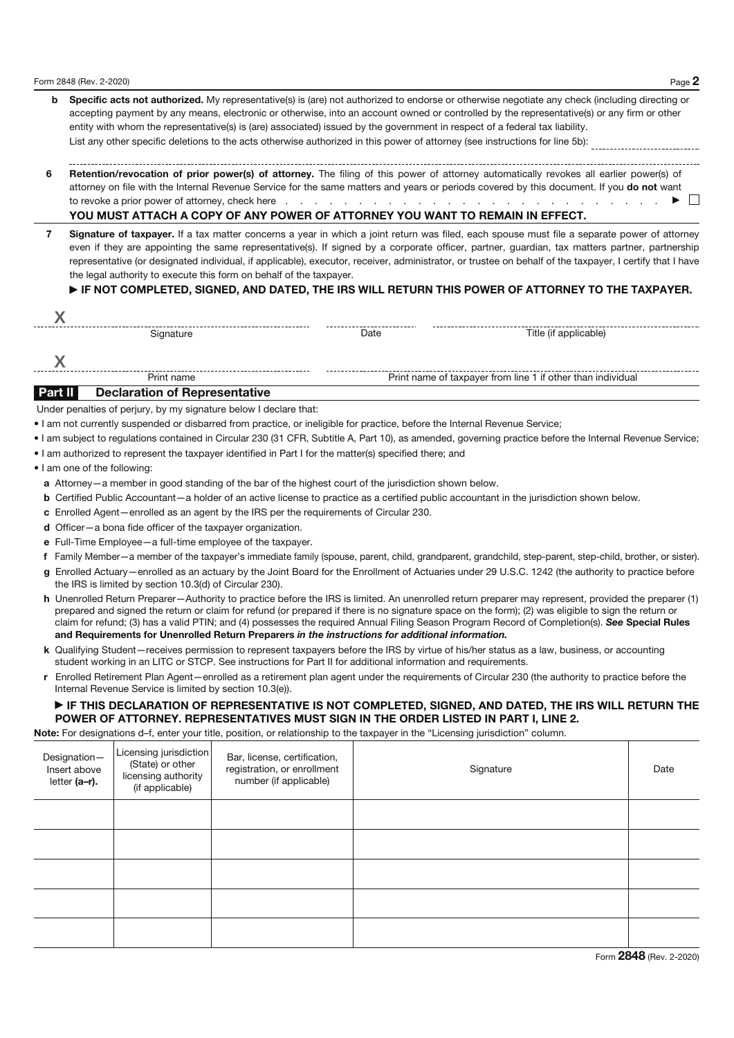**b** **Specific acts not authorized.** My representative(s) is (are) not authorized to endorse or otherwise negotiate any check (including directing or accepting payment by any means, electronic or otherwise, into an account owned or controlled by the representative(s) or any firm or other entity with whom the representative(s) is (are) associated) issued by the government in respect of a federal tax liability.

List any other specific deletions to the acts otherwise authorized in this power of attorney (see instructions for line 5b): ____________________

**6** **Retention/revocation of prior power(s) of attorney.** The filing of this power of attorney automatically revokes all earlier power(s) of attorney on file with the Internal Revenue Service for the same matters and years or periods covered by this document. If you **do not** want to revoke a prior power of attorney, check here . . . . . . . . . . . . . . . . . . . . . . . . ▶ ☐

**YOU MUST ATTACH A COPY OF ANY POWER OF ATTORNEY YOU WANT TO REMAIN IN EFFECT.**

**7** **Signature of taxpayer.** If a tax matter concerns a year in which a joint return was filed, each spouse must file a separate power of attorney even if they are appointing the same representative(s). If signed by a corporate officer, partner, guardian, tax matters partner, partnership representative (or designated individual, if applicable), executor, receiver, administrator, or trustee on behalf of the taxpayer, I certify that I have the legal authority to execute this form on behalf of the taxpayer.

**▶ IF NOT COMPLETED, SIGNED, AND DATED, THE IRS WILL RETURN THIS POWER OF ATTORNEY TO THE TAXPAYER.**

X ____________________ Signature ____________ Date ____________________ Title (if applicable)

X ____________________ Print name ____________________ Print name of taxpayer from line 1 if other than individual

## Part II Declaration of Representative

Under penalties of perjury, by my signature below I declare that:

- I am not currently suspended or disbarred from practice, or ineligible for practice, before the Internal Revenue Service;
- I am subject to regulations contained in Circular 230 (31 CFR, Subtitle A, Part 10), as amended, governing practice before the Internal Revenue Service;
- I am authorized to represent the taxpayer identified in Part I for the matter(s) specified there; and
- I am one of the following:

**a** Attorney—a member in good standing of the bar of the highest court of the jurisdiction shown below.

**b** Certified Public Accountant—a holder of an active license to practice as a certified public accountant in the jurisdiction shown below.

**c** Enrolled Agent—enrolled as an agent by the IRS per the requirements of Circular 230.

**d** Officer—a bona fide officer of the taxpayer organization.

**e** Full-Time Employee—a full-time employee of the taxpayer.

**f** Family Member—a member of the taxpayer's immediate family (spouse, parent, child, grandparent, grandchild, step-parent, step-child, brother, or sister).

**g** Enrolled Actuary—enrolled as an actuary by the Joint Board for the Enrollment of Actuaries under 29 U.S.C. 1242 (the authority to practice before the IRS is limited by section 10.3(d) of Circular 230).

**h** Unenrolled Return Preparer—Authority to practice before the IRS is limited. An unenrolled return preparer may represent, provided the preparer (1) prepared and signed the return or claim for refund (or prepared if there is no signature space on the form); (2) was eligible to sign the return or claim for refund; (3) has a valid PTIN; and (4) possesses the required Annual Filing Season Program Record of Completion(s). ***See*** **Special Rules and Requirements for Unenrolled Return Preparers** ***in the instructions for additional information.***

**k** Qualifying Student—receives permission to represent taxpayers before the IRS by virtue of his/her status as a law, business, or accounting student working in an LITC or STCP. See instructions for Part II for additional information and requirements.

**r** Enrolled Retirement Plan Agent—enrolled as a retirement plan agent under the requirements of Circular 230 (the authority to practice before the Internal Revenue Service is limited by section 10.3(e)).

**▶ IF THIS DECLARATION OF REPRESENTATIVE IS NOT COMPLETED, SIGNED, AND DATED, THE IRS WILL RETURN THE POWER OF ATTORNEY. REPRESENTATIVES MUST SIGN IN THE ORDER LISTED IN PART I, LINE 2.**

**Note:** For designations d–f, enter your title, position, or relationship to the taxpayer in the "Licensing jurisdiction" column.

| Designation—Insert above letter **(a–r)**. | Licensing jurisdiction (State) or other licensing authority (if applicable) | Bar, license, certification, registration, or enrollment number (if applicable) | Signature | Date |
|---|---|---|---|---|
| | | | | |
| | | | | |
| | | | | |
| | | | | |
| | | | | |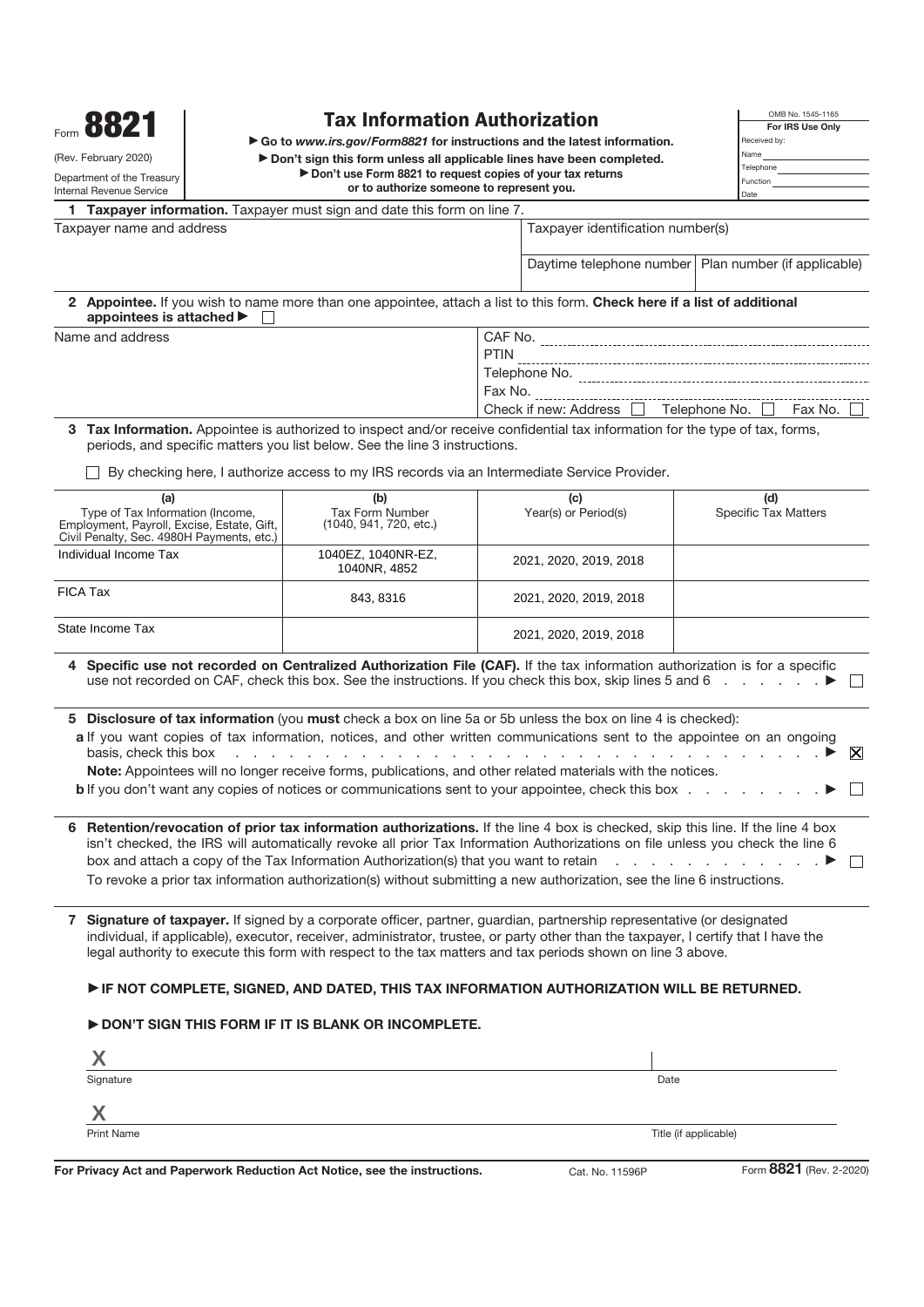Form **8821**

(Rev. February 2020)

Department of the Treasury
Internal Revenue Service

# Tax Information Authorization

▶ Go to *www.irs.gov/Form8821* for instructions and the latest information.
▶ Don't sign this form unless all applicable lines have been completed.
▶ Don't use Form 8821 to request copies of your tax returns or to authorize someone to represent you.

OMB No. 1545-1165

**For IRS Use Only**

Received by:
Name
Telephone
Function
Date

**1 Taxpayer information.** Taxpayer must sign and date this form on line 7.

| Taxpayer name and address | Taxpayer identification number(s) | |
|---|---|---|
| | Daytime telephone number | Plan number (if applicable) |

**2 Appointee.** If you wish to name more than one appointee, attach a list to this form. **Check here if a list of additional appointees is attached ▶** ☐

Name and address

CAF No.
PTIN
Telephone No.
Fax No.
Check if new: Address ☐ Telephone No. ☐ Fax No. ☐

**3 Tax Information.** Appointee is authorized to inspect and/or receive confidential tax information for the type of tax, forms, periods, and specific matters you list below. See the line 3 instructions.

☐ By checking here, I authorize access to my IRS records via an Intermediate Service Provider.

| (a) Type of Tax Information (Income, Employment, Payroll, Excise, Estate, Gift, Civil Penalty, Sec. 4980H Payments, etc.) | (b) Tax Form Number (1040, 941, 720, etc.) | (c) Year(s) or Period(s) | (d) Specific Tax Matters |
|---|---|---|---|
| Individual Income Tax | 1040EZ, 1040NR-EZ, 1040NR, 4852 | 2021, 2020, 2019, 2018 | |
| FICA Tax | 843, 8316 | 2021, 2020, 2019, 2018 | |
| State Income Tax | | 2021, 2020, 2019, 2018 | |

**4 Specific use not recorded on Centralized Authorization File (CAF).** If the tax information authorization is for a specific use not recorded on CAF, check this box. See the instructions. If you check this box, skip lines 5 and 6 . . . . . . . ▶ ☐

**5 Disclosure of tax information** (you **must** check a box on line 5a or 5b unless the box on line 4 is checked):

**a** If you want copies of tax information, notices, and other written communications sent to the appointee on an ongoing basis, check this box . . . . . . . . . . . . . . . . . . . . . . . . . . . . . . . . . . . . . ▶ ☒

**Note:** Appointees will no longer receive forms, publications, and other related materials with the notices.

**b** If you don't want any copies of notices or communications sent to your appointee, check this box . . . . . . . . ▶ ☐

**6 Retention/revocation of prior tax information authorizations.** If the line 4 box is checked, skip this line. If the line 4 box isn't checked, the IRS will automatically revoke all prior Tax Information Authorizations on file unless you check the line 6 box and attach a copy of the Tax Information Authorization(s) that you want to retain . . . . . . . . . . . . . ▶ ☐

To revoke a prior tax information authorization(s) without submitting a new authorization, see the line 6 instructions.

**7 Signature of taxpayer.** If signed by a corporate officer, partner, guardian, partnership representative (or designated individual, if applicable), executor, receiver, administrator, trustee, or party other than the taxpayer, I certify that I have the legal authority to execute this form with respect to the tax matters and tax periods shown on line 3 above.

**▶ IF NOT COMPLETE, SIGNED, AND DATED, THIS TAX INFORMATION AUTHORIZATION WILL BE RETURNED.**

**▶ DON'T SIGN THIS FORM IF IT IS BLANK OR INCOMPLETE.**

X
Signature | Date

X
Print Name | Title (if applicable)

**For Privacy Act and Paperwork Reduction Act Notice, see the instructions.** Cat. No. 11596P Form **8821** (Rev. 2-2020)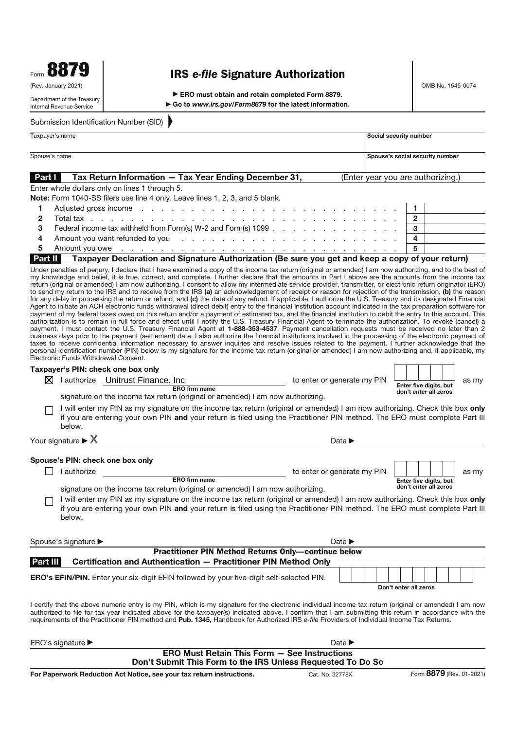Form **8879**

(Rev. January 2021)

Department of the Treasury
Internal Revenue Service

# IRS *e-file* Signature Authorization

▶ **ERO must obtain and retain completed Form 8879.**

▶ **Go to *www.irs.gov/Form8879* for the latest information.**

OMB No. 1545-0074

Submission Identification Number (SID) ▶

| Taxpayer's name | **Social security number** |
|---|---|
| | |
| **Spouse's name** | **Spouse's social security number** |
| | |

## Part I — Tax Return Information — Tax Year Ending December 31, (Enter year you are authorizing.)

Enter whole dollars only on lines 1 through 5.

**Note:** Form 1040-SS filers use line 4 only. Leave lines 1, 2, 3, and 5 blank.

| | | | |
|---|---|---|---|
| 1 | Adjusted gross income | 1 | |
| 2 | Total tax | 2 | |
| 3 | Federal income tax withheld from Form(s) W-2 and Form(s) 1099 | 3 | |
| 4 | Amount you want refunded to you | 4 | |
| 5 | Amount you owe | 5 | |

## Part II — Taxpayer Declaration and Signature Authorization (Be sure you get and keep a copy of your return)

Under penalties of perjury, I declare that I have examined a copy of the income tax return (original or amended) I am now authorizing, and to the best of my knowledge and belief, it is true, correct, and complete. I further declare that the amounts in Part I above are the amounts from the income tax return (original or amended) I am now authorizing. I consent to allow my intermediate service provider, transmitter, or electronic return originator (ERO) to send my return to the IRS and to receive from the IRS **(a)** an acknowledgement of receipt or reason for rejection of the transmission, **(b)** the reason for any delay in processing the return or refund, and **(c)** the date of any refund. If applicable, I authorize the U.S. Treasury and its designated Financial Agent to initiate an ACH electronic funds withdrawal (direct debit) entry to the financial institution account indicated in the tax preparation software for payment of my federal taxes owed on this return and/or a payment of estimated tax, and the financial institution to debit the entry to this account. This authorization is to remain in full force and effect until I notify the U.S. Treasury Financial Agent to terminate the authorization. To revoke (cancel) a payment, I must contact the U.S. Treasury Financial Agent at **1-888-353-4537**. Payment cancellation requests must be received no later than 2 business days prior to the payment (settlement) date. I also authorize the financial institutions involved in the processing of the electronic payment of taxes to receive confidential information necessary to answer inquiries and resolve issues related to the payment. I further acknowledge that the personal identification number (PIN) below is my signature for the income tax return (original or amended) I am now authorizing and, if applicable, my Electronic Funds Withdrawal Consent.

**Taxpayer's PIN: check one box only**

☒ I authorize Unitrust Finance, Inc (**ERO firm name**) to enter or generate my PIN ☐☐☐☐☐ (**Enter five digits, but don't enter all zeros**) as my signature on the income tax return (original or amended) I am now authorizing.

☐ I will enter my PIN as my signature on the income tax return (original or amended) I am now authorizing. Check this box **only** if you are entering your own PIN **and** your return is filed using the Practitioner PIN method. The ERO must complete Part III below.

Your signature ▶ X Date ▶

**Spouse's PIN: check one box only**

☐ I authorize ________ (**ERO firm name**) to enter or generate my PIN ☐☐☐☐☐ (**Enter five digits, but don't enter all zeros**) as my signature on the income tax return (original or amended) I am now authorizing.

☐ I will enter my PIN as my signature on the income tax return (original or amended) I am now authorizing. Check this box **only** if you are entering your own PIN **and** your return is filed using the Practitioner PIN method. The ERO must complete Part III below.

Spouse's signature ▶ Date ▶

**Practitioner PIN Method Returns Only—continue below**

## Part III — Certification and Authentication — Practitioner PIN Method Only

**ERO's EFIN/PIN.** Enter your six-digit EFIN followed by your five-digit self-selected PIN. ☐☐☐☐☐☐☐☐☐☐☐ **Don't enter all zeros**

I certify that the above numeric entry is my PIN, which is my signature for the electronic individual income tax return (original or amended) I am now authorized to file for tax year indicated above for the taxpayer(s) indicated above. I confirm that I am submitting this return in accordance with the requirements of the Practitioner PIN method and **Pub. 1345,** Handbook for Authorized IRS *e-file* Providers of Individual Income Tax Returns.

ERO's signature ▶ Date ▶

**ERO Must Retain This Form — See Instructions**
**Don't Submit This Form to the IRS Unless Requested To Do So**

**For Paperwork Reduction Act Notice, see your tax return instructions.** Cat. No. 32778X Form **8879** (Rev. 01-2021)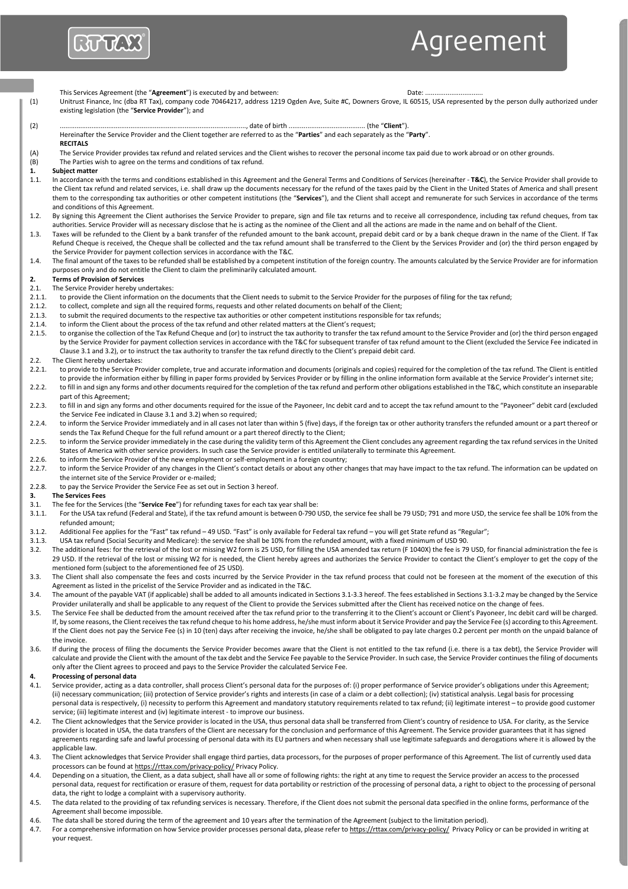# Agreement

This Services Agreement (the "**Agreement**") is executed by and between: Date: ..............................

(1) Unitrust Finance, Inc (dba RT Tax), company code 70464217, address 1219 Ogden Ave, Suite #C, Downers Grove, IL 60515, USA represented by the person dully authorized under existing legislation (the "**Service Provider**"); and

(2) ......................................................................................................, date of birth ......................................... (the "**Client**").

Hereinafter the Service Provider and the Client together are referred to as the "**Parties**" and each separately as the "**Party**".

**RECITALS**

(A) The Service Provider provides tax refund and related services and the Client wishes to recover the personal income tax paid due to work abroad or on other grounds.

(B) The Parties wish to agree on the terms and conditions of tax refund.

**1. Subject matter**

1.1. In accordance with the terms and conditions established in this Agreement and the General Terms and Conditions of Services (hereinafter - **T&C**), the Service Provider shall provide to the Client tax refund and related services, i.e. shall draw up the documents necessary for the refund of the taxes paid by the Client in the United States of America and shall present them to the corresponding tax authorities or other competent institutions (the "**Services**"), and the Client shall accept and remunerate for such Services in accordance of the terms and conditions of this Agreement.

1.2. By signing this Agreement the Client authorises the Service Provider to prepare, sign and file tax returns and to receive all correspondence, including tax refund cheques, from tax authorities. Service Provider will as necessary disclose that he is acting as the nominee of the Client and all the actions are made in the name and on behalf of the Client.

1.3. Taxes will be refunded to the Client by a bank transfer of the refunded amount to the bank account, prepaid debit card or by a bank cheque drawn in the name of the Client. If Tax Refund Cheque is received, the Cheque shall be collected and the tax refund amount shall be transferred to the Client by the Services Provider and (or) the third person engaged by the Service Provider for payment collection services in accordance with the T&C.

1.4. The final amount of the taxes to be refunded shall be established by a competent institution of the foreign country. The amounts calculated by the Service Provider are for information purposes only and do not entitle the Client to claim the preliminarily calculated amount.

**2. Terms of Provision of Services**

2.1. The Service Provider hereby undertakes:

2.1.1. to provide the Client information on the documents that the Client needs to submit to the Service Provider for the purposes of filing for the tax refund;

2.1.2. to collect, complete and sign all the required forms, requests and other related documents on behalf of the Client;

2.1.3. to submit the required documents to the respective tax authorities or other competent institutions responsible for tax refunds;

2.1.4. to inform the Client about the process of the tax refund and other related matters at the Client's request;

2.1.5. to organise the collection of the Tax Refund Cheque and (or) to instruct the tax authority to transfer the tax refund amount to the Service Provider and (or) the third person engaged by the Service Provider for payment collection services in accordance with the T&C for subsequent transfer of tax refund amount to the Client (excluded the Service Fee indicated in Clause 3.1 and 3.2), or to instruct the tax authority to transfer the tax refund directly to the Client's prepaid debit card.

2.2. The Client hereby undertakes:

2.2.1. to provide to the Service Provider complete, true and accurate information and documents (originals and copies) required for the completion of the tax refund. The Client is entitled to provide the information either by filling in paper forms provided by Services Provider or by filling in the online information form available at the Service Provider's internet site;

2.2.2. to fill in and sign any forms and other documents required for the completion of the tax refund and perform other obligations established in the T&C, which constitute an inseparable part of this Agreement;

2.2.3. to fill in and sign any forms and other documents required for the issue of the Payoneer, Inc debit card and to accept the tax refund amount to the "Payoneer" debit card (excluded the Service Fee indicated in Clause 3.1 and 3.2) when so required;

2.2.4. to inform the Service Provider immediately and in all cases not later than within 5 (five) days, if the foreign tax or other authority transfers the refunded amount or a part thereof or sends the Tax Refund Cheque for the full refund amount or a part thereof directly to the Client;

2.2.5. to inform the Service provider immediately in the case during the validity term of this Agreement the Client concludes any agreement regarding the tax refund services in the United States of America with other service providers. In such case the Service provider is entitled unilaterally to terminate this Agreement.

2.2.6. to inform the Service Provider of the new employment or self-employment in a foreign country;

2.2.7. to inform the Service Provider of any changes in the Client's contact details or about any other changes that may have impact to the tax refund. The information can be updated on the internet site of the Service Provider or e-mailed;

2.2.8. to pay the Service Provider the Service Fee as set out in Section 3 hereof.

**3. The Services Fees**

3.1. The fee for the Services (the "**Service Fee**") for refunding taxes for each tax year shall be:

3.1.1. For the USA tax refund (Federal and State), if the tax refund amount is between 0-790 USD, the service fee shall be 79 USD; 791 and more USD, the service fee shall be 10% from the refunded amount;

3.1.2. Additional Fee applies for the "Fast" tax refund – 49 USD. "Fast" is only available for Federal tax refund – you will get State refund as "Regular";

3.1.3. USA tax refund (Social Security and Medicare): the service fee shall be 10% from the refunded amount, with a fixed minimum of USD 90.

3.2. The additional fees: for the retrieval of the lost or missing W2 form is 25 USD, for filling the USA amended tax return (F 1040X) the fee is 79 USD, for financial administration the fee is 29 USD. If the retrieval of the lost or missing W2 for is needed, the Client hereby agrees and authorizes the Service Provider to contact the Client's employer to get the copy of the mentioned form (subject to the aforementioned fee of 25 USD).

3.3. The Client shall also compensate the fees and costs incurred by the Service Provider in the tax refund process that could not be foreseen at the moment of the execution of this Agreement as listed in the pricelist of the Service Provider and as indicated in the T&C.

3.4. The amount of the payable VAT (if applicable) shall be added to all amounts indicated in Sections 3.1-3.3 hereof. The fees established in Sections 3.1-3.2 may be changed by the Service Provider unilaterally and shall be applicable to any request of the Client to provide the Services submitted after the Client has received notice on the change of fees.

3.5. The Service Fee shall be deducted from the amount received after the tax refund prior to the transferring it to the Client's account or Client's Payoneer, Inc debit card will be charged. If, by some reasons, the Client receives the tax refund cheque to his home address, he/she must inform about it Service Provider and pay the Service Fee (s) according to this Agreement. If the Client does not pay the Service Fee (s) in 10 (ten) days after receiving the invoice, he/she shall be obligated to pay late charges 0.2 percent per month on the unpaid balance of the invoice.

3.6. If during the process of filing the documents the Service Provider becomes aware that the Client is not entitled to the tax refund (i.e. there is a tax debt), the Service Provider will calculate and provide the Client with the amount of the tax debt and the Service Fee payable to the Service Provider. In such case, the Service Provider continues the filing of documents only after the Client agrees to proceed and pays to the Service Provider the calculated Service Fee.

**4. Processing of personal data**

4.1. Service provider, acting as a data controller, shall process Client's personal data for the purposes of: (i) proper performance of Service provider's obligations under this Agreement; (ii) necessary communication; (iii) protection of Service provider's rights and interests (in case of a claim or a debt collection); (iv) statistical analysis. Legal basis for processing personal data is respectively, (i) necessity to perform this Agreement and mandatory statutory requirements related to tax refund; (ii) legitimate interest – to provide good customer service; (iii) legitimate interest and (iv) legitimate interest - to improve our business.

4.2. The Client acknowledges that the Service provider is located in the USA, thus personal data shall be transferred from Client's country of residence to USA. For clarity, as the Service provider is located in USA, the data transfers of the Client are necessary for the conclusion and performance of this Agreement. The Service provider guarantees that it has signed agreements regarding safe and lawful processing of personal data with its EU partners and when necessary shall use legitimate safeguards and derogations where it is allowed by the applicable law.

4.3. The Client acknowledges that Service Provider shall engage third parties, data processors, for the purposes of proper performance of this Agreement. The list of currently used data processors can be found at https://rttax.com/privacy-policy/ Privacy Policy.

4.4. Depending on a situation, the Client, as a data subject, shall have all or some of following rights: the right at any time to request the Service provider an access to the processed personal data, request for rectification or erasure of them, request for data portability or restriction of the processing of personal data, a right to object to the processing of personal data, the right to lodge a complaint with a supervisory authority.

4.5. The data related to the providing of tax refunding services is necessary. Therefore, if the Client does not submit the personal data specified in the online forms, performance of the Agreement shall become impossible.

4.6. The data shall be stored during the term of the agreement and 10 years after the termination of the Agreement (subject to the limitation period).

4.7. For a comprehensive information on how Service provider processes personal data, please refer to https://rttax.com/privacy-policy/ Privacy Policy or can be provided in writing at your request.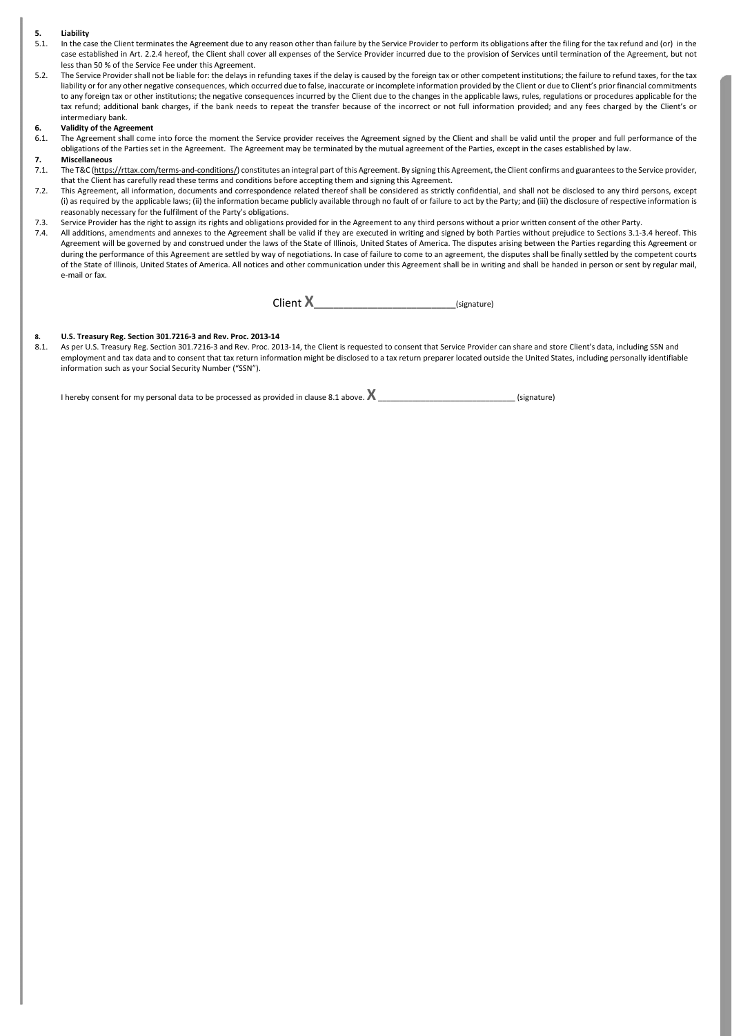## 5. Liability

5.1. In the case the Client terminates the Agreement due to any reason other than failure by the Service Provider to perform its obligations after the filing for the tax refund and (or) in the case established in Art. 2.2.4 hereof, the Client shall cover all expenses of the Service Provider incurred due to the provision of Services until termination of the Agreement, but not less than 50 % of the Service Fee under this Agreement.

5.2. The Service Provider shall not be liable for: the delays in refunding taxes if the delay is caused by the foreign tax or other competent institutions; the failure to refund taxes, for the tax liability or for any other negative consequences, which occurred due to false, inaccurate or incomplete information provided by the Client or due to Client's prior financial commitments to any foreign tax or other institutions; the negative consequences incurred by the Client due to the changes in the applicable laws, rules, regulations or procedures applicable for the tax refund; additional bank charges, if the bank needs to repeat the transfer because of the incorrect or not full information provided; and any fees charged by the Client's or intermediary bank.

## 6. Validity of the Agreement

6.1. The Agreement shall come into force the moment the Service provider receives the Agreement signed by the Client and shall be valid until the proper and full performance of the obligations of the Parties set in the Agreement. The Agreement may be terminated by the mutual agreement of the Parties, except in the cases established by law.

## 7. Miscellaneous

7.1. The T&C (https://rttax.com/terms-and-conditions/) constitutes an integral part of this Agreement. By signing this Agreement, the Client confirms and guarantees to the Service provider, that the Client has carefully read these terms and conditions before accepting them and signing this Agreement.

7.2. This Agreement, all information, documents and correspondence related thereof shall be considered as strictly confidential, and shall not be disclosed to any third persons, except (i) as required by the applicable laws; (ii) the information became publicly available through no fault of or failure to act by the Party; and (iii) the disclosure of respective information is reasonably necessary for the fulfilment of the Party's obligations.

7.3. Service Provider has the right to assign its rights and obligations provided for in the Agreement to any third persons without a prior written consent of the other Party.

7.4. All additions, amendments and annexes to the Agreement shall be valid if they are executed in writing and signed by both Parties without prejudice to Sections 3.1-3.4 hereof. This Agreement will be governed by and construed under the laws of the State of Illinois, United States of America. The disputes arising between the Parties regarding this Agreement or during the performance of this Agreement are settled by way of negotiations. In case of failure to come to an agreement, the disputes shall be finally settled by the competent courts of the State of Illinois, United States of America. All notices and other communication under this Agreement shall be in writing and shall be handed in person or sent by regular mail, e-mail or fax.

Client **X**_________________________(signature)

## 8. U.S. Treasury Reg. Section 301.7216-3 and Rev. Proc. 2013-14

8.1. As per U.S. Treasury Reg. Section 301.7216-3 and Rev. Proc. 2013-14, the Client is requested to consent that Service Provider can share and store Client's data, including SSN and employment and tax data and to consent that tax return information might be disclosed to a tax return preparer located outside the United States, including personally identifiable information such as your Social Security Number ("SSN").

I hereby consent for my personal data to be processed as provided in clause 8.1 above. **X** _____________________________ (signature)